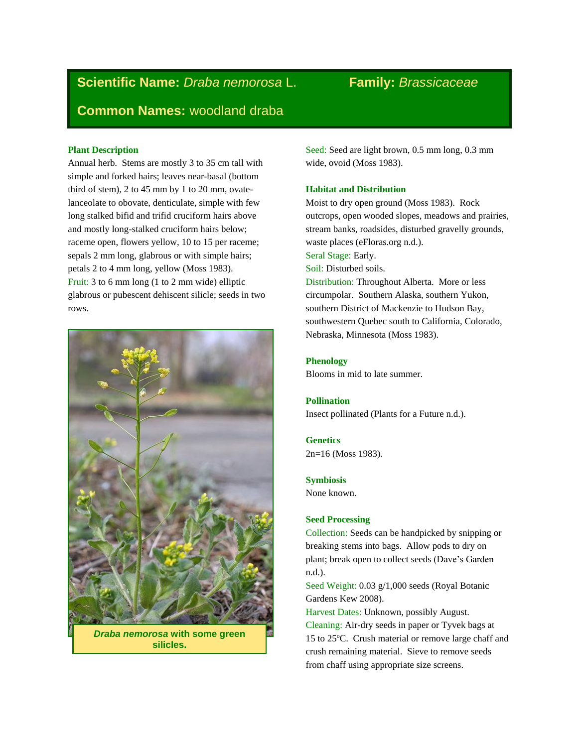**Scientific Name:** *Draba nemorosa* L. **Family:** *Brassicaceae*

**Common Names:** woodland draba

### Plant Description

Annual herb. Stems are mostly 3 to 35 cm tall with simple and forked hairs; leaves near-basal (bottom third of stem), 2 to 45 mm by 1 to 20 mm, ovate-lanceolate to obovate, denticulate, simple with few long stalked bifid and trifid cruciform hairs above and mostly long-stalked cruciform hairs below; raceme open, flowers yellow, 10 to 15 per raceme; sepals 2 mm long, glabrous or with simple hairs; petals 2 to 4 mm long, yellow (Moss 1983).

Fruit: 3 to 6 mm long (1 to 2 mm wide) elliptic glabrous or pubescent dehiscent silicle; seeds in two rows.

***Draba nemorosa* with some green silicles.**

Seed: Seed are light brown, 0.5 mm long, 0.3 mm wide, ovoid (Moss 1983).

### Habitat and Distribution

Moist to dry open ground (Moss 1983). Rock outcrops, open wooded slopes, meadows and prairies, stream banks, roadsides, disturbed gravelly grounds, waste places (eFloras.org n.d.).

Seral Stage: Early.

Soil: Disturbed soils.

Distribution: Throughout Alberta. More or less circumpolar. Southern Alaska, southern Yukon, southern District of Mackenzie to Hudson Bay, southwestern Quebec south to California, Colorado, Nebraska, Minnesota (Moss 1983).

### Phenology

Blooms in mid to late summer.

### Pollination

Insect pollinated (Plants for a Future n.d.).

### Genetics

2n=16 (Moss 1983).

### Symbiosis

None known.

### Seed Processing

Collection: Seeds can be handpicked by snipping or breaking stems into bags. Allow pods to dry on plant; break open to collect seeds (Dave's Garden n.d.).

Seed Weight: 0.03 g/1,000 seeds (Royal Botanic Gardens Kew 2008).

Harvest Dates: Unknown, possibly August.

Cleaning: Air-dry seeds in paper or Tyvek bags at 15 to 25ºC. Crush material or remove large chaff and crush remaining material. Sieve to remove seeds from chaff using appropriate size screens.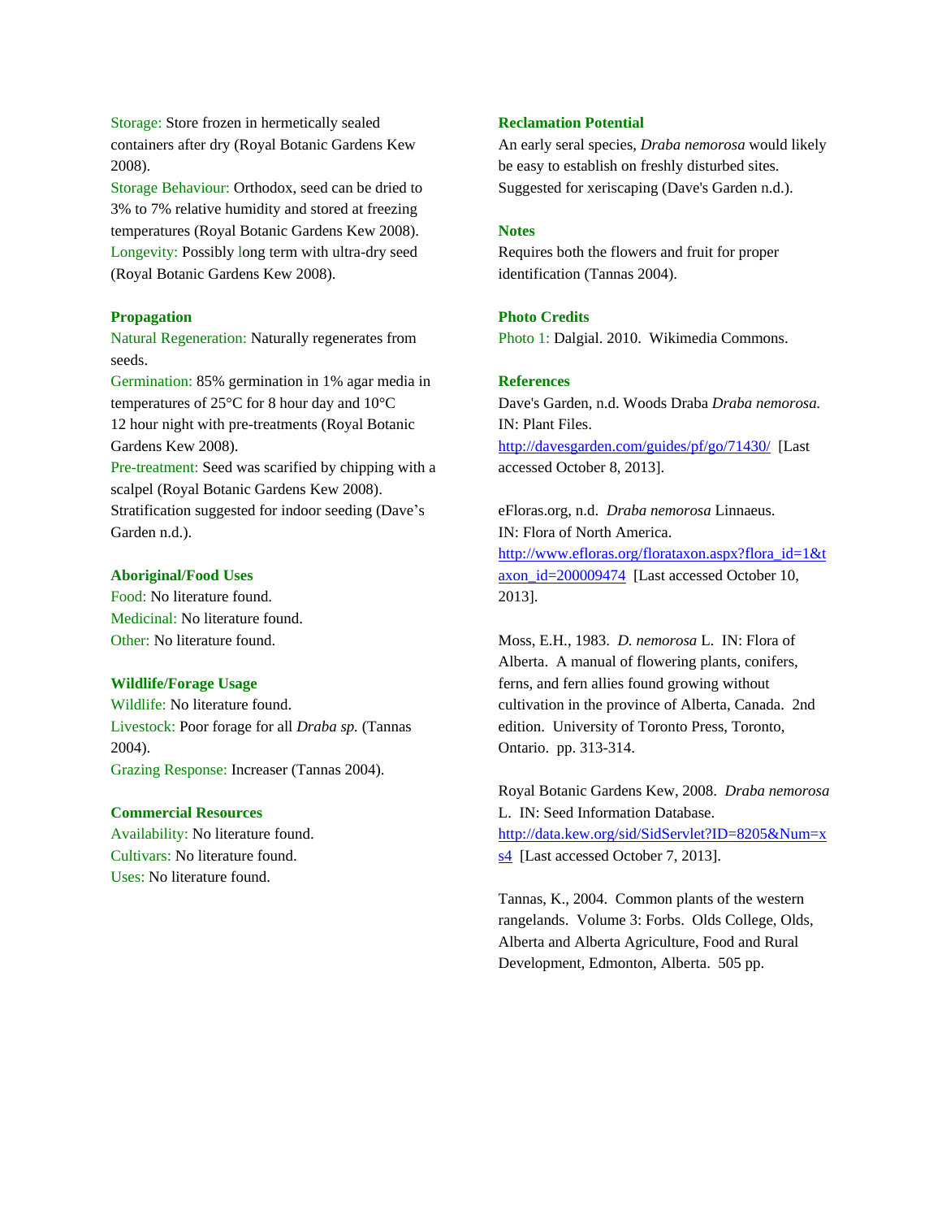Storage: Store frozen in hermetically sealed containers after dry (Royal Botanic Gardens Kew 2008).
Storage Behaviour: Orthodox, seed can be dried to 3% to 7% relative humidity and stored at freezing temperatures (Royal Botanic Gardens Kew 2008).
Longevity: Possibly long term with ultra-dry seed (Royal Botanic Gardens Kew 2008).

**Propagation**

Natural Regeneration: Naturally regenerates from seeds.
Germination: 85% germination in 1% agar media in temperatures of 25°C for 8 hour day and 10°C 12 hour night with pre-treatments (Royal Botanic Gardens Kew 2008).
Pre-treatment: Seed was scarified by chipping with a scalpel (Royal Botanic Gardens Kew 2008). Stratification suggested for indoor seeding (Dave's Garden n.d.).

**Aboriginal/Food Uses**

Food: No literature found.
Medicinal: No literature found.
Other: No literature found.

**Wildlife/Forage Usage**

Wildlife: No literature found.
Livestock: Poor forage for all *Draba sp.* (Tannas 2004).
Grazing Response: Increaser (Tannas 2004).

**Commercial Resources**

Availability: No literature found.
Cultivars: No literature found.
Uses: No literature found.

**Reclamation Potential**

An early seral species, *Draba nemorosa* would likely be easy to establish on freshly disturbed sites. Suggested for xeriscaping (Dave's Garden n.d.).

**Notes**

Requires both the flowers and fruit for proper identification (Tannas 2004).

**Photo Credits**

Photo 1: Dalgial. 2010. Wikimedia Commons.

**References**

Dave's Garden, n.d. Woods Draba *Draba nemorosa.* IN: Plant Files. http://davesgarden.com/guides/pf/go/71430/ [Last accessed October 8, 2013].

eFloras.org, n.d. *Draba nemorosa* Linnaeus. IN: Flora of North America. http://www.efloras.org/florataxon.aspx?flora_id=1&taxon_id=200009474 [Last accessed October 10, 2013].

Moss, E.H., 1983. *D. nemorosa* L. IN: Flora of Alberta. A manual of flowering plants, conifers, ferns, and fern allies found growing without cultivation in the province of Alberta, Canada. 2nd edition. University of Toronto Press, Toronto, Ontario. pp. 313-314.

Royal Botanic Gardens Kew, 2008. *Draba nemorosa* L. IN: Seed Information Database. http://data.kew.org/sid/SidServlet?ID=8205&Num=xs4 [Last accessed October 7, 2013].

Tannas, K., 2004. Common plants of the western rangelands. Volume 3: Forbs. Olds College, Olds, Alberta and Alberta Agriculture, Food and Rural Development, Edmonton, Alberta. 505 pp.